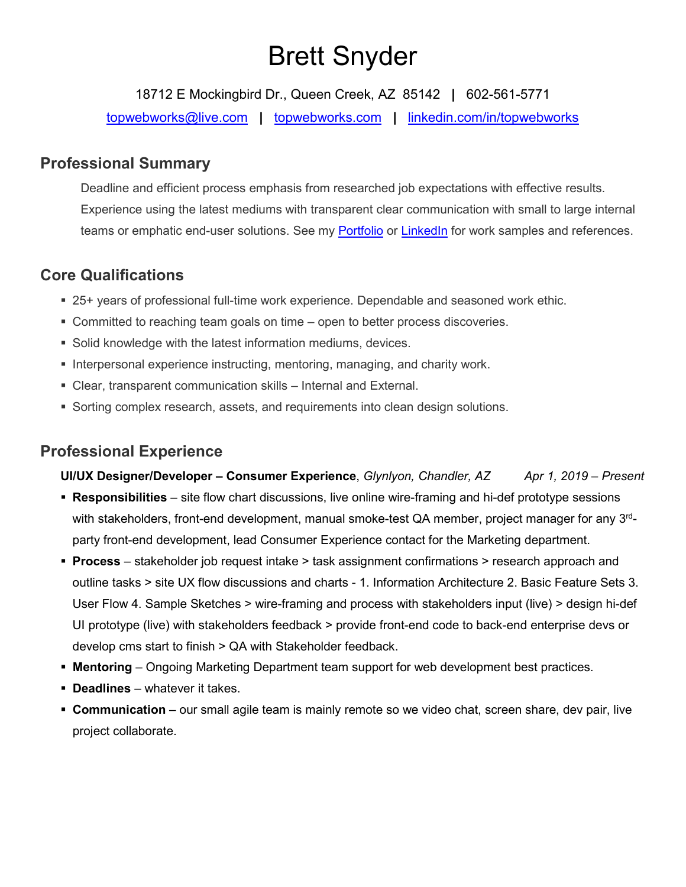# Brett Snyder

18712 E Mockingbird Dr., Queen Creek, AZ 85142 | 602-561-5771

topwebworks@live.com | topwebworks.com | linkedin.com/in/topwebworks

## Professional Summary

Deadline and efficient process emphasis from researched job expectations with effective results. Experience using the latest mediums with transparent clear communication with small to large internal teams or emphatic end-user solutions. See my Portfolio or LinkedIn for work samples and references.

## Core Qualifications

- 25+ years of professional full-time work experience. Dependable and seasoned work ethic.
- Committed to reaching team goals on time – open to better process discoveries.
- Solid knowledge with the latest information mediums, devices.
- Interpersonal experience instructing, mentoring, managing, and charity work.
- Clear, transparent communication skills – Internal and External.
- Sorting complex research, assets, and requirements into clean design solutions.

## Professional Experience

**UI/UX Designer/Developer – Consumer Experience**, *Glynlyon, Chandler, AZ* *Apr 1, 2019 – Present*

- **Responsibilities** – site flow chart discussions, live online wire-framing and hi-def prototype sessions with stakeholders, front-end development, manual smoke-test QA member, project manager for any 3rd-party front-end development, lead Consumer Experience contact for the Marketing department.
- **Process** – stakeholder job request intake > task assignment confirmations > research approach and outline tasks > site UX flow discussions and charts - 1. Information Architecture 2. Basic Feature Sets 3. User Flow 4. Sample Sketches > wire-framing and process with stakeholders input (live) > design hi-def UI prototype (live) with stakeholders feedback > provide front-end code to back-end enterprise devs or develop cms start to finish > QA with Stakeholder feedback.
- **Mentoring** – Ongoing Marketing Department team support for web development best practices.
- **Deadlines** – whatever it takes.
- **Communication** – our small agile team is mainly remote so we video chat, screen share, dev pair, live project collaborate.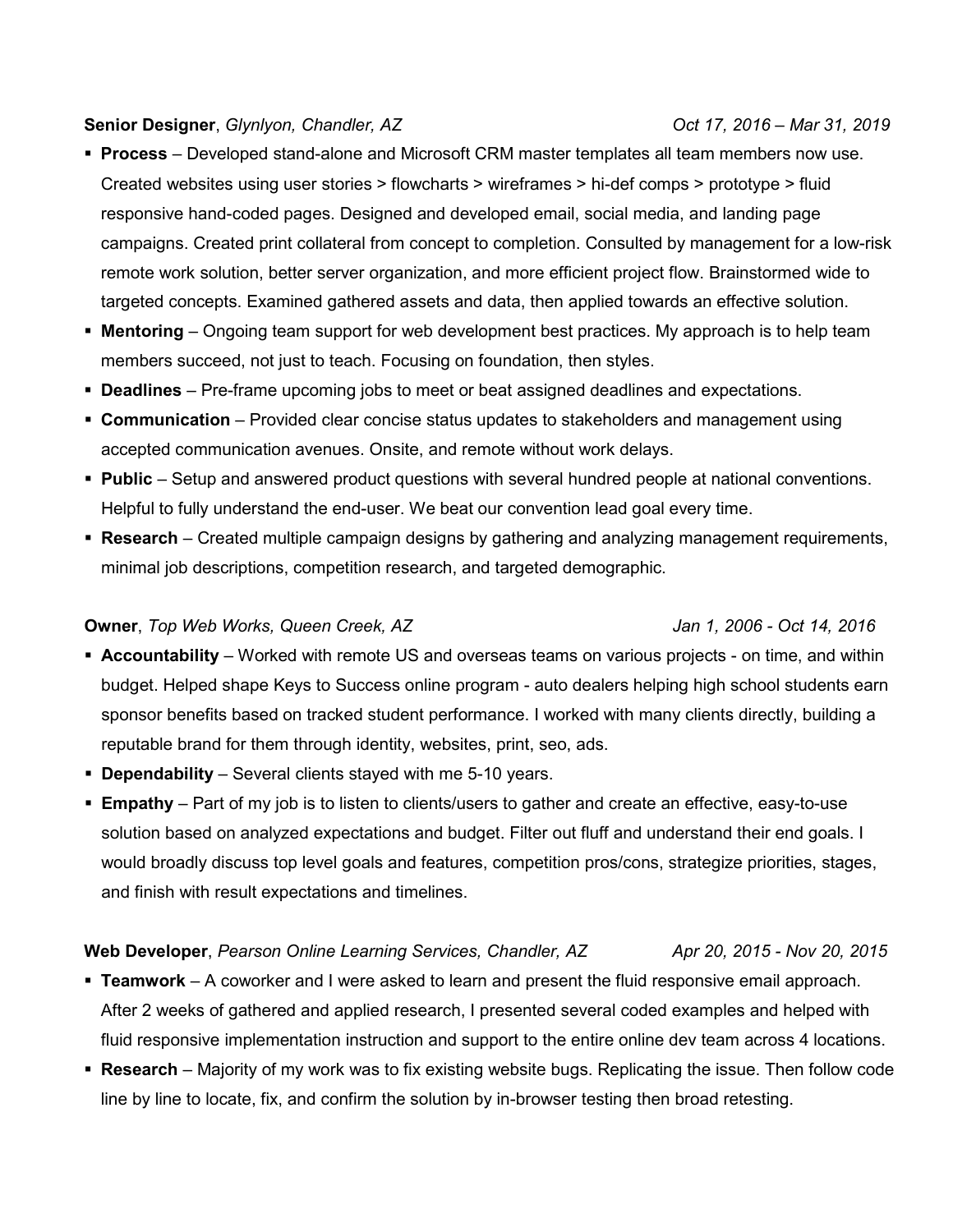**Senior Designer**, *Glynlyon, Chandler, AZ* *Oct 17, 2016 – Mar 31, 2019*

- **Process** – Developed stand-alone and Microsoft CRM master templates all team members now use. Created websites using user stories > flowcharts > wireframes > hi-def comps > prototype > fluid responsive hand-coded pages. Designed and developed email, social media, and landing page campaigns. Created print collateral from concept to completion. Consulted by management for a low-risk remote work solution, better server organization, and more efficient project flow. Brainstormed wide to targeted concepts. Examined gathered assets and data, then applied towards an effective solution.
- **Mentoring** – Ongoing team support for web development best practices. My approach is to help team members succeed, not just to teach. Focusing on foundation, then styles.
- **Deadlines** – Pre-frame upcoming jobs to meet or beat assigned deadlines and expectations.
- **Communication** – Provided clear concise status updates to stakeholders and management using accepted communication avenues. Onsite, and remote without work delays.
- **Public** – Setup and answered product questions with several hundred people at national conventions. Helpful to fully understand the end-user. We beat our convention lead goal every time.
- **Research** – Created multiple campaign designs by gathering and analyzing management requirements, minimal job descriptions, competition research, and targeted demographic.

**Owner**, *Top Web Works, Queen Creek, AZ* *Jan 1, 2006 - Oct 14, 2016*

- **Accountability** – Worked with remote US and overseas teams on various projects - on time, and within budget. Helped shape Keys to Success online program - auto dealers helping high school students earn sponsor benefits based on tracked student performance. I worked with many clients directly, building a reputable brand for them through identity, websites, print, seo, ads.
- **Dependability** – Several clients stayed with me 5-10 years.
- **Empathy** – Part of my job is to listen to clients/users to gather and create an effective, easy-to-use solution based on analyzed expectations and budget. Filter out fluff and understand their end goals. I would broadly discuss top level goals and features, competition pros/cons, strategize priorities, stages, and finish with result expectations and timelines.

**Web Developer**, *Pearson Online Learning Services, Chandler, AZ* *Apr 20, 2015 - Nov 20, 2015*

- **Teamwork** – A coworker and I were asked to learn and present the fluid responsive email approach. After 2 weeks of gathered and applied research, I presented several coded examples and helped with fluid responsive implementation instruction and support to the entire online dev team across 4 locations.
- **Research** – Majority of my work was to fix existing website bugs. Replicating the issue. Then follow code line by line to locate, fix, and confirm the solution by in-browser testing then broad retesting.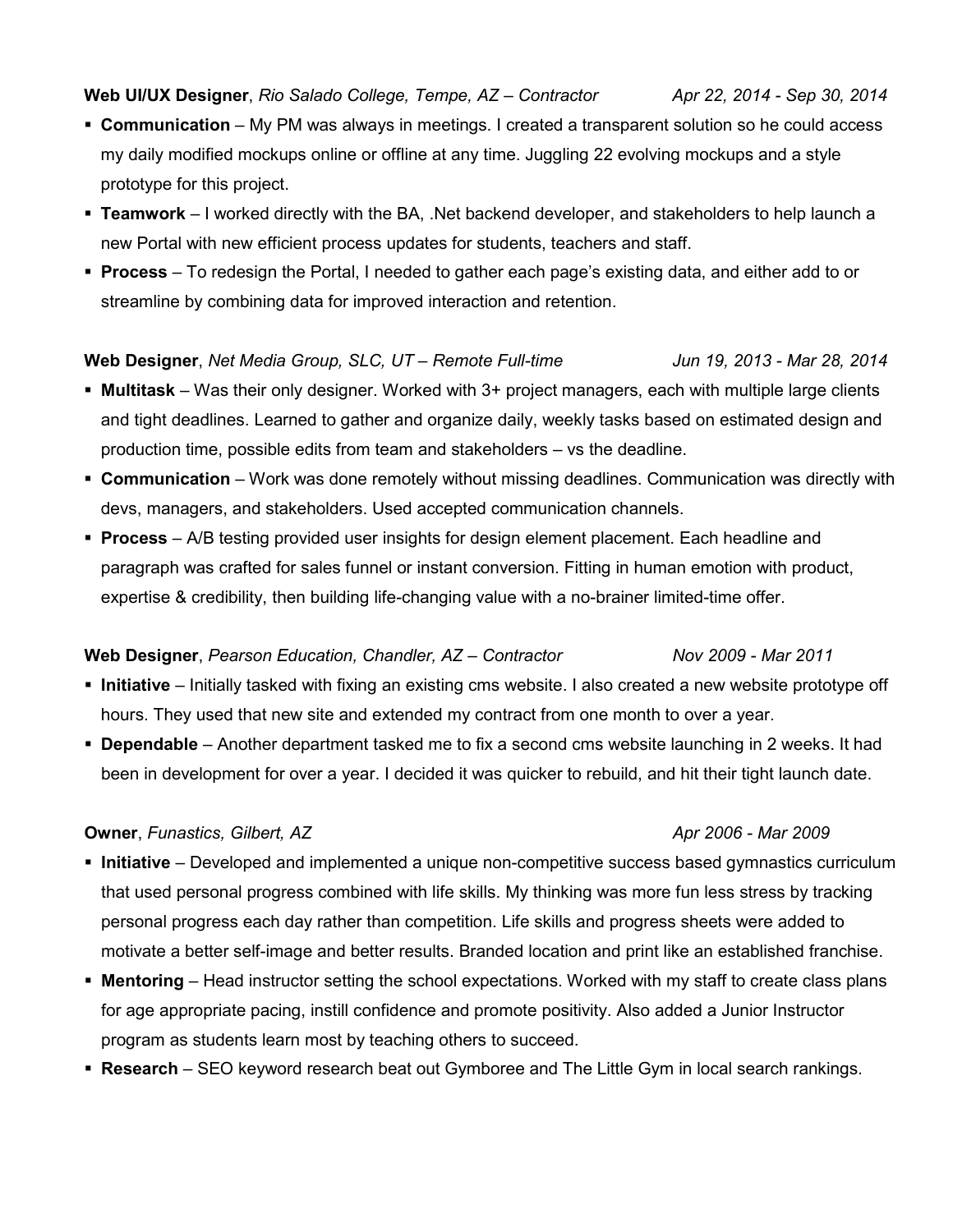**Web UI/UX Designer**, *Rio Salado College, Tempe, AZ – Contractor* *Apr 22, 2014 - Sep 30, 2014*

- **Communication** – My PM was always in meetings. I created a transparent solution so he could access my daily modified mockups online or offline at any time. Juggling 22 evolving mockups and a style prototype for this project.
- **Teamwork** – I worked directly with the BA, .Net backend developer, and stakeholders to help launch a new Portal with new efficient process updates for students, teachers and staff.
- **Process** – To redesign the Portal, I needed to gather each page's existing data, and either add to or streamline by combining data for improved interaction and retention.

**Web Designer**, *Net Media Group, SLC, UT – Remote Full-time* *Jun 19, 2013 - Mar 28, 2014*

- **Multitask** – Was their only designer. Worked with 3+ project managers, each with multiple large clients and tight deadlines. Learned to gather and organize daily, weekly tasks based on estimated design and production time, possible edits from team and stakeholders – vs the deadline.
- **Communication** – Work was done remotely without missing deadlines. Communication was directly with devs, managers, and stakeholders. Used accepted communication channels.
- **Process** – A/B testing provided user insights for design element placement. Each headline and paragraph was crafted for sales funnel or instant conversion. Fitting in human emotion with product, expertise & credibility, then building life-changing value with a no-brainer limited-time offer.

**Web Designer**, *Pearson Education, Chandler, AZ – Contractor* *Nov 2009 - Mar 2011*

- **Initiative** – Initially tasked with fixing an existing cms website. I also created a new website prototype off hours. They used that new site and extended my contract from one month to over a year.
- **Dependable** – Another department tasked me to fix a second cms website launching in 2 weeks. It had been in development for over a year. I decided it was quicker to rebuild, and hit their tight launch date.

**Owner**, *Funastics, Gilbert, AZ* *Apr 2006 - Mar 2009*

- **Initiative** – Developed and implemented a unique non-competitive success based gymnastics curriculum that used personal progress combined with life skills. My thinking was more fun less stress by tracking personal progress each day rather than competition. Life skills and progress sheets were added to motivate a better self-image and better results. Branded location and print like an established franchise.
- **Mentoring** – Head instructor setting the school expectations. Worked with my staff to create class plans for age appropriate pacing, instill confidence and promote positivity. Also added a Junior Instructor program as students learn most by teaching others to succeed.
- **Research** – SEO keyword research beat out Gymboree and The Little Gym in local search rankings.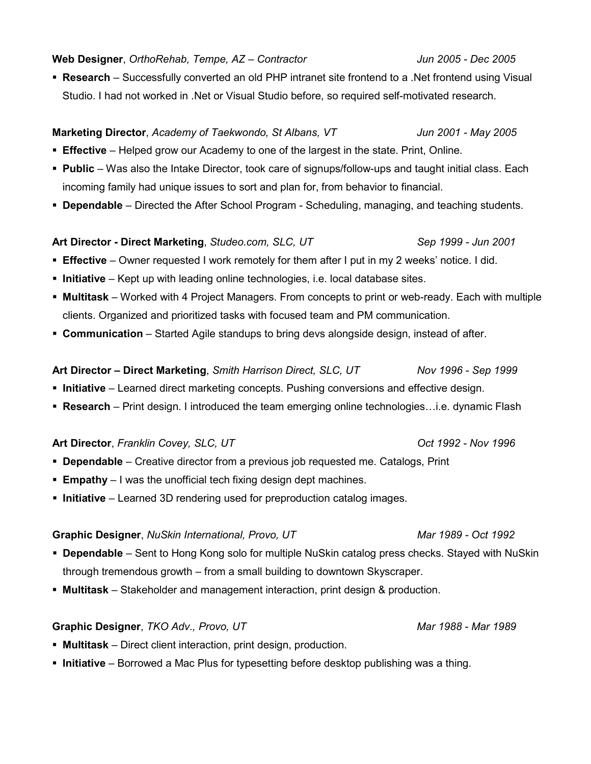**Web Designer**, *OrthoRehab, Tempe, AZ – Contractor* *Jun 2005 - Dec 2005*

- **Research** – Successfully converted an old PHP intranet site frontend to a .Net frontend using Visual Studio. I had not worked in .Net or Visual Studio before, so required self-motivated research.

**Marketing Director**, *Academy of Taekwondo, St Albans, VT* *Jun 2001 - May 2005*

- **Effective** – Helped grow our Academy to one of the largest in the state. Print, Online.
- **Public** – Was also the Intake Director, took care of signups/follow-ups and taught initial class. Each incoming family had unique issues to sort and plan for, from behavior to financial.
- **Dependable** – Directed the After School Program - Scheduling, managing, and teaching students.

**Art Director - Direct Marketing**, *Studeo.com, SLC, UT* *Sep 1999 - Jun 2001*

- **Effective** – Owner requested I work remotely for them after I put in my 2 weeks' notice. I did.
- **Initiative** – Kept up with leading online technologies, i.e. local database sites.
- **Multitask** – Worked with 4 Project Managers. From concepts to print or web-ready. Each with multiple clients. Organized and prioritized tasks with focused team and PM communication.
- **Communication** – Started Agile standups to bring devs alongside design, instead of after.

**Art Director – Direct Marketing**, *Smith Harrison Direct, SLC, UT* *Nov 1996 - Sep 1999*

- **Initiative** – Learned direct marketing concepts. Pushing conversions and effective design.
- **Research** – Print design. I introduced the team emerging online technologies…i.e. dynamic Flash

**Art Director**, *Franklin Covey, SLC, UT* *Oct 1992 - Nov 1996*

- **Dependable** – Creative director from a previous job requested me. Catalogs, Print
- **Empathy** – I was the unofficial tech fixing design dept machines.
- **Initiative** – Learned 3D rendering used for preproduction catalog images.

**Graphic Designer**, *NuSkin International, Provo, UT* *Mar 1989 - Oct 1992*

- **Dependable** – Sent to Hong Kong solo for multiple NuSkin catalog press checks. Stayed with NuSkin through tremendous growth – from a small building to downtown Skyscraper.
- **Multitask** – Stakeholder and management interaction, print design & production.

**Graphic Designer**, *TKO Adv., Provo, UT* *Mar 1988 - Mar 1989*

- **Multitask** – Direct client interaction, print design, production.
- **Initiative** – Borrowed a Mac Plus for typesetting before desktop publishing was a thing.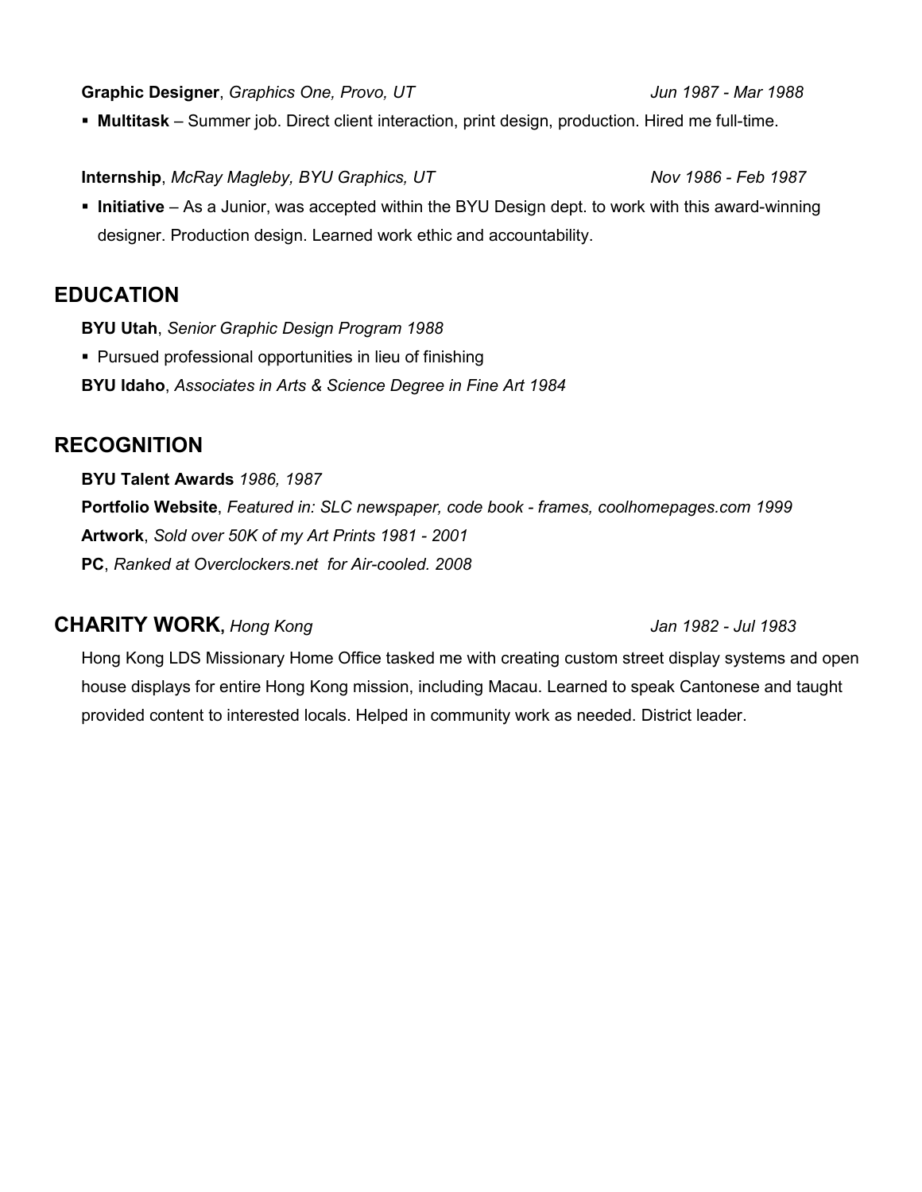**Graphic Designer**, *Graphics One, Provo, UT* *Jun 1987 - Mar 1988*

- **Multitask** – Summer job. Direct client interaction, print design, production. Hired me full-time.

**Internship**, *McRay Magleby, BYU Graphics, UT* *Nov 1986 - Feb 1987*

- **Initiative** – As a Junior, was accepted within the BYU Design dept. to work with this award-winning designer. Production design. Learned work ethic and accountability.

## EDUCATION

**BYU Utah**, *Senior Graphic Design Program 1988*

- Pursued professional opportunities in lieu of finishing

**BYU Idaho**, *Associates in Arts & Science Degree in Fine Art 1984*

## RECOGNITION

**BYU Talent Awards** *1986, 1987*

**Portfolio Website**, *Featured in: SLC newspaper, code book - frames, coolhomepages.com 1999*

**Artwork**, *Sold over 50K of my Art Prints 1981 - 2001*

**PC**, *Ranked at Overclockers.net for Air-cooled. 2008*

## CHARITY WORK, *Hong Kong* *Jan 1982 - Jul 1983*

Hong Kong LDS Missionary Home Office tasked me with creating custom street display systems and open house displays for entire Hong Kong mission, including Macau. Learned to speak Cantonese and taught provided content to interested locals. Helped in community work as needed. District leader.